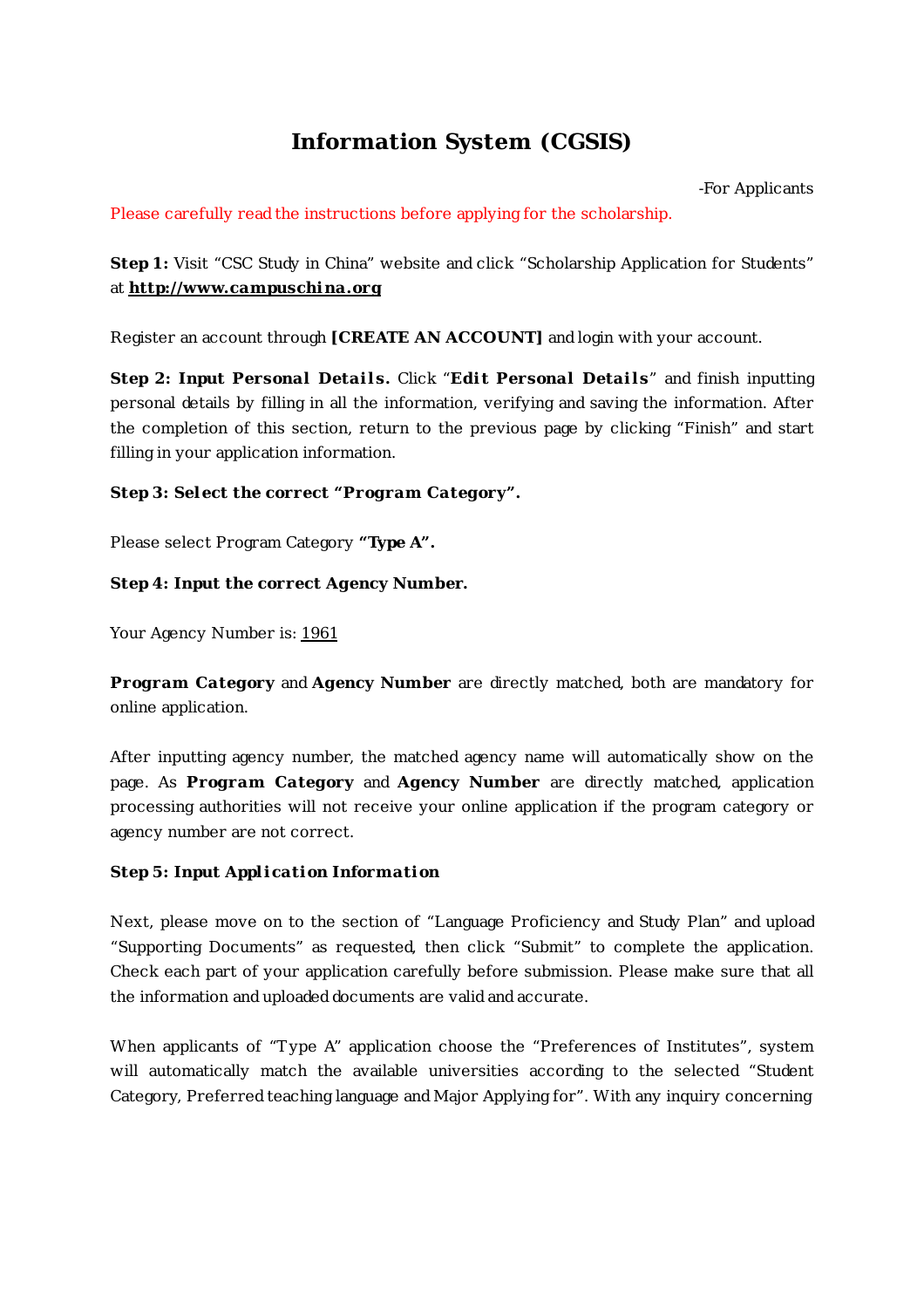# Information System (CGSIS)

-For Applicants

Please carefully read the instructions before applying for the scholarship.

**Step 1:** Visit "CSC Study in China" website and click "Scholarship Application for Students" at **http://www.campuschina.org**

Register an account through **[CREATE AN ACCOUNT]** and login with your account.

**Step 2: Input Personal Details.** Click "**Edit Personal Details**" and finish inputting personal details by filling in all the information, verifying and saving the information. After the completion of this section, return to the previous page by clicking "Finish" and start filling in your application information.

**Step 3: Select the correct "Program Category".**

Please select Program Category **"Type A".**

**Step 4: Input the correct Agency Number.**

Your Agency Number is: 1961

**Program Category** and **Agency Number** are directly matched, both are mandatory for online application.

After inputting agency number, the matched agency name will automatically show on the page. As **Program Category** and **Agency Number** are directly matched, application processing authorities will not receive your online application if the program category or agency number are not correct.

**Step 5: Input Application Information**

Next, please move on to the section of "Language Proficiency and Study Plan" and upload "Supporting Documents" as requested, then click "Submit" to complete the application. Check each part of your application carefully before submission. Please make sure that all the information and uploaded documents are valid and accurate.

When applicants of "Type A" application choose the "Preferences of Institutes", system will automatically match the available universities according to the selected "Student Category, Preferred teaching language and Major Applying for". With any inquiry concerning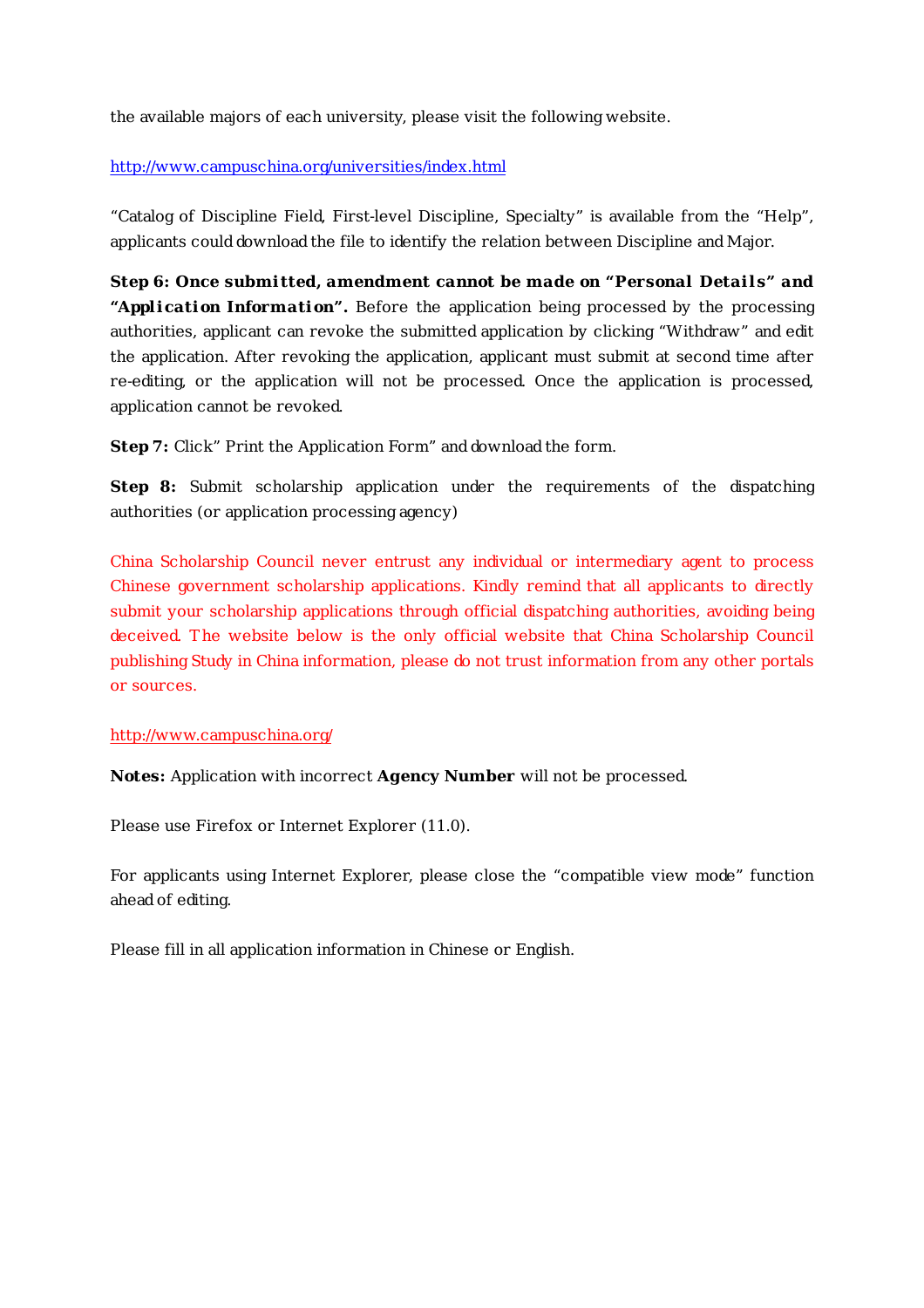the available majors of each university, please visit the following website.

http://www.campuschina.org/universities/index.html

“Catalog of Discipline Field, First-level Discipline, Specialty” is available from the “Help”, applicants could download the file to identify the relation between Discipline and Major.

**Step 6: Once submitted, amendment cannot be made on “Personal Details” and “Application Information”.** Before the application being processed by the processing authorities, applicant can revoke the submitted application by clicking “Withdraw” and edit the application. After revoking the application, applicant must submit at second time after re-editing, or the application will not be processed. Once the application is processed, application cannot be revoked.

**Step 7:** Click” Print the Application Form” and download the form.

**Step 8:** Submit scholarship application under the requirements of the dispatching authorities (or application processing agency)

China Scholarship Council never entrust any individual or intermediary agent to process Chinese government scholarship applications. Kindly remind that all applicants to directly submit your scholarship applications through official dispatching authorities, avoiding being deceived. The website below is the only official website that China Scholarship Council publishing Study in China information, please do not trust information from any other portals or sources.

http://www.campuschina.org/

**Notes:** Application with incorrect **Agency Number** will not be processed.

Please use Firefox or Internet Explorer (11.0).

For applicants using Internet Explorer, please close the “compatible view mode” function ahead of editing.

Please fill in all application information in Chinese or English.